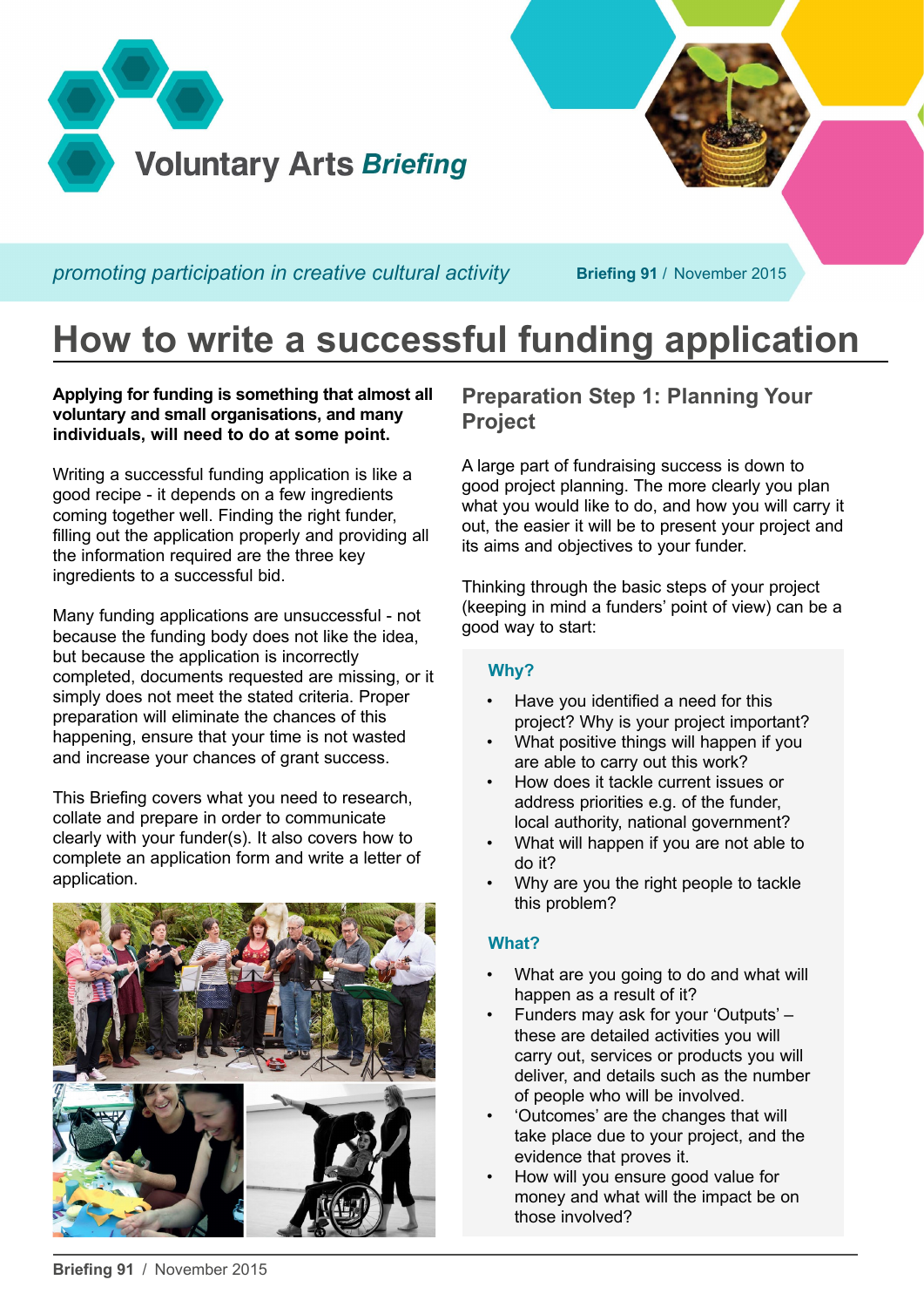# Voluntary Arts *Briefing*

*promoting participation in creative cultural activity*

**Briefing 91** / November 2015

# How to write a successful funding application

**Applying for funding is something that almost all voluntary and small organisations, and many individuals, will need to do at some point.**

Writing a successful funding application is like a good recipe - it depends on a few ingredients coming together well. Finding the right funder, filling out the application properly and providing all the information required are the three key ingredients to a successful bid.

Many funding applications are unsuccessful - not because the funding body does not like the idea, but because the application is incorrectly completed, documents requested are missing, or it simply does not meet the stated criteria. Proper preparation will eliminate the chances of this happening, ensure that your time is not wasted and increase your chances of grant success.

This Briefing covers what you need to research, collate and prepare in order to communicate clearly with your funder(s). It also covers how to complete an application form and write a letter of application.

## Preparation Step 1: Planning Your Project

A large part of fundraising success is down to good project planning. The more clearly you plan what you would like to do, and how you will carry it out, the easier it will be to present your project and its aims and objectives to your funder.

Thinking through the basic steps of your project (keeping in mind a funders' point of view) can be a good way to start:

### Why?

- Have you identified a need for this project? Why is your project important?
- What positive things will happen if you are able to carry out this work?
- How does it tackle current issues or address priorities e.g. of the funder, local authority, national government?
- What will happen if you are not able to do it?
- Why are you the right people to tackle this problem?

### What?

- What are you going to do and what will happen as a result of it?
- Funders may ask for your 'Outputs' – these are detailed activities you will carry out, services or products you will deliver, and details such as the number of people who will be involved.
- 'Outcomes' are the changes that will take place due to your project, and the evidence that proves it.
- How will you ensure good value for money and what will the impact be on those involved?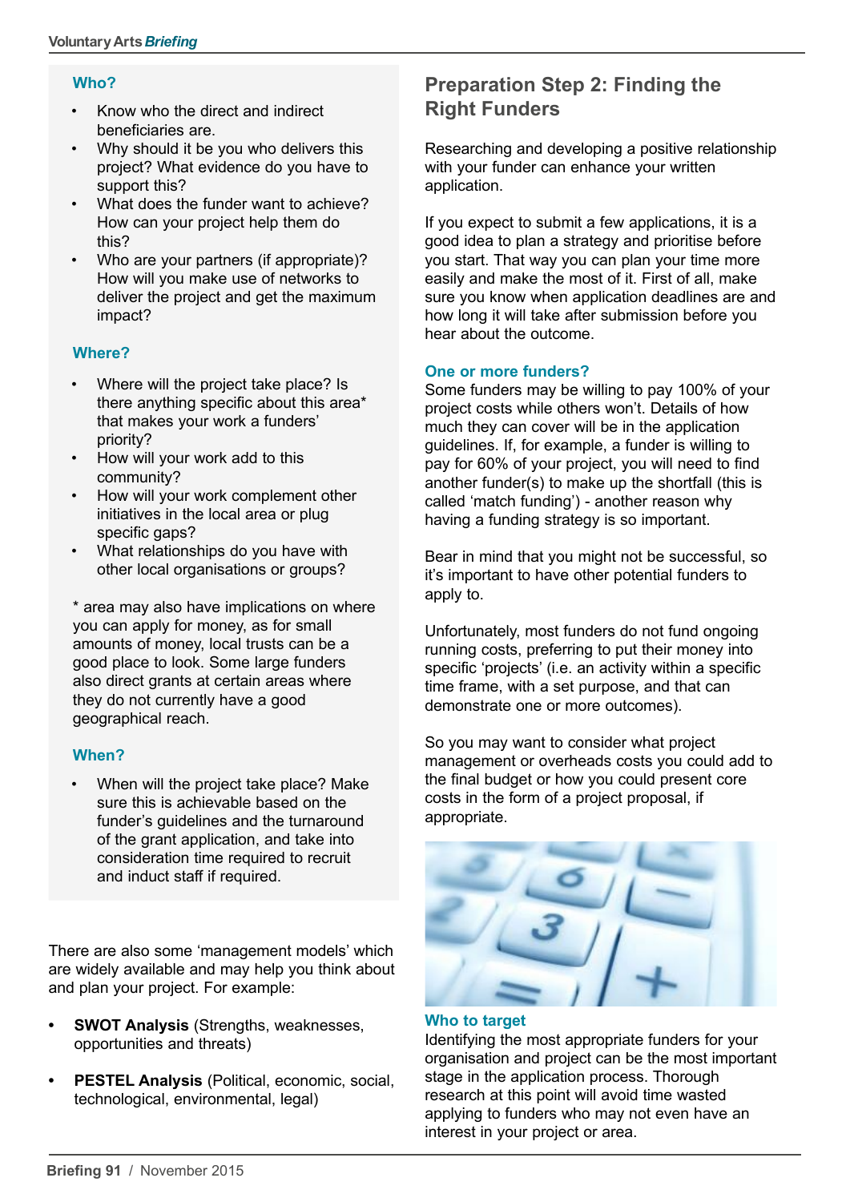### Who?

- Know who the direct and indirect beneficiaries are.
- Why should it be you who delivers this project? What evidence do you have to support this?
- What does the funder want to achieve? How can your project help them do this?
- Who are your partners (if appropriate)? How will you make use of networks to deliver the project and get the maximum impact?

### Where?

- Where will the project take place? Is there anything specific about this area* that makes your work a funders' priority?
- How will your work add to this community?
- How will your work complement other initiatives in the local area or plug specific gaps?
- What relationships do you have with other local organisations or groups?

* area may also have implications on where you can apply for money, as for small amounts of money, local trusts can be a good place to look. Some large funders also direct grants at certain areas where they do not currently have a good geographical reach.

### When?

- When will the project take place? Make sure this is achievable based on the funder's guidelines and the turnaround of the grant application, and take into consideration time required to recruit and induct staff if required.

There are also some 'management models' which are widely available and may help you think about and plan your project. For example:

- **SWOT Analysis** (Strengths, weaknesses, opportunities and threats)
- **PESTEL Analysis** (Political, economic, social, technological, environmental, legal)

## Preparation Step 2: Finding the Right Funders

Researching and developing a positive relationship with your funder can enhance your written application.

If you expect to submit a few applications, it is a good idea to plan a strategy and prioritise before you start. That way you can plan your time more easily and make the most of it. First of all, make sure you know when application deadlines are and how long it will take after submission before you hear about the outcome.

### One or more funders?

Some funders may be willing to pay 100% of your project costs while others won't. Details of how much they can cover will be in the application guidelines. If, for example, a funder is willing to pay for 60% of your project, you will need to find another funder(s) to make up the shortfall (this is called 'match funding') - another reason why having a funding strategy is so important.

Bear in mind that you might not be successful, so it's important to have other potential funders to apply to.

Unfortunately, most funders do not fund ongoing running costs, preferring to put their money into specific 'projects' (i.e. an activity within a specific time frame, with a set purpose, and that can demonstrate one or more outcomes).

So you may want to consider what project management or overheads costs you could add to the final budget or how you could present core costs in the form of a project proposal, if appropriate.

### Who to target

Identifying the most appropriate funders for your organisation and project can be the most important stage in the application process. Thorough research at this point will avoid time wasted applying to funders who may not even have an interest in your project or area.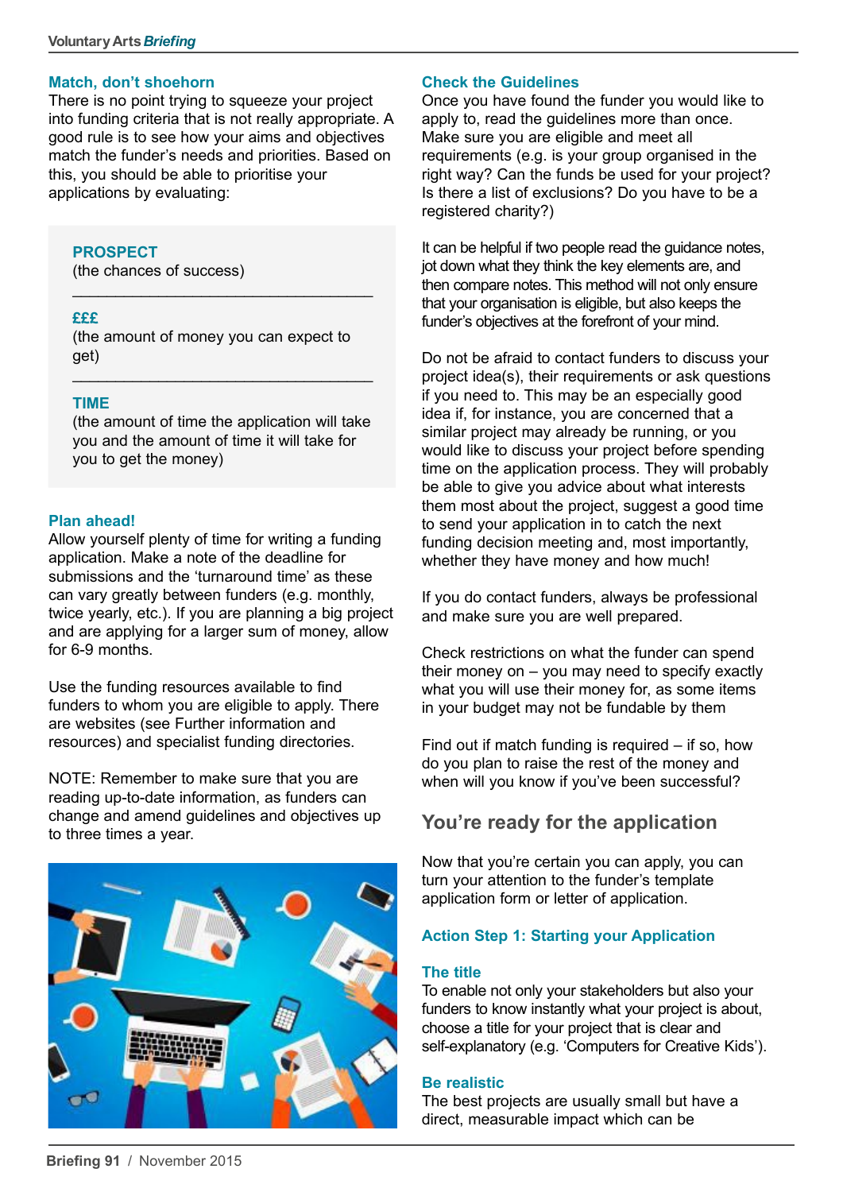### Match, don't shoehorn

There is no point trying to squeeze your project into funding criteria that is not really appropriate. A good rule is to see how your aims and objectives match the funder's needs and priorities. Based on this, you should be able to prioritise your applications by evaluating:

**PROSPECT**
(the chances of success)

**£££**
(the amount of money you can expect to get)

**TIME**
(the amount of time the application will take you and the amount of time it will take for you to get the money)

### Plan ahead!

Allow yourself plenty of time for writing a funding application. Make a note of the deadline for submissions and the 'turnaround time' as these can vary greatly between funders (e.g. monthly, twice yearly, etc.). If you are planning a big project and are applying for a larger sum of money, allow for 6-9 months.

Use the funding resources available to find funders to whom you are eligible to apply. There are websites (see Further information and resources) and specialist funding directories.

NOTE: Remember to make sure that you are reading up-to-date information, as funders can change and amend guidelines and objectives up to three times a year.

### Check the Guidelines

Once you have found the funder you would like to apply to, read the guidelines more than once. Make sure you are eligible and meet all requirements (e.g. is your group organised in the right way? Can the funds be used for your project? Is there a list of exclusions? Do you have to be a registered charity?)

It can be helpful if two people read the guidance notes, jot down what they think the key elements are, and then compare notes. This method will not only ensure that your organisation is eligible, but also keeps the funder's objectives at the forefront of your mind.

Do not be afraid to contact funders to discuss your project idea(s), their requirements or ask questions if you need to. This may be an especially good idea if, for instance, you are concerned that a similar project may already be running, or you would like to discuss your project before spending time on the application process. They will probably be able to give you advice about what interests them most about the project, suggest a good time to send your application in to catch the next funding decision meeting and, most importantly, whether they have money and how much!

If you do contact funders, always be professional and make sure you are well prepared.

Check restrictions on what the funder can spend their money on – you may need to specify exactly what you will use their money for, as some items in your budget may not be fundable by them

Find out if match funding is required – if so, how do you plan to raise the rest of the money and when will you know if you've been successful?

## You're ready for the application

Now that you're certain you can apply, you can turn your attention to the funder's template application form or letter of application.

### Action Step 1: Starting your Application

#### The title

To enable not only your stakeholders but also your funders to know instantly what your project is about, choose a title for your project that is clear and self-explanatory (e.g. 'Computers for Creative Kids').

#### Be realistic

The best projects are usually small but have a direct, measurable impact which can be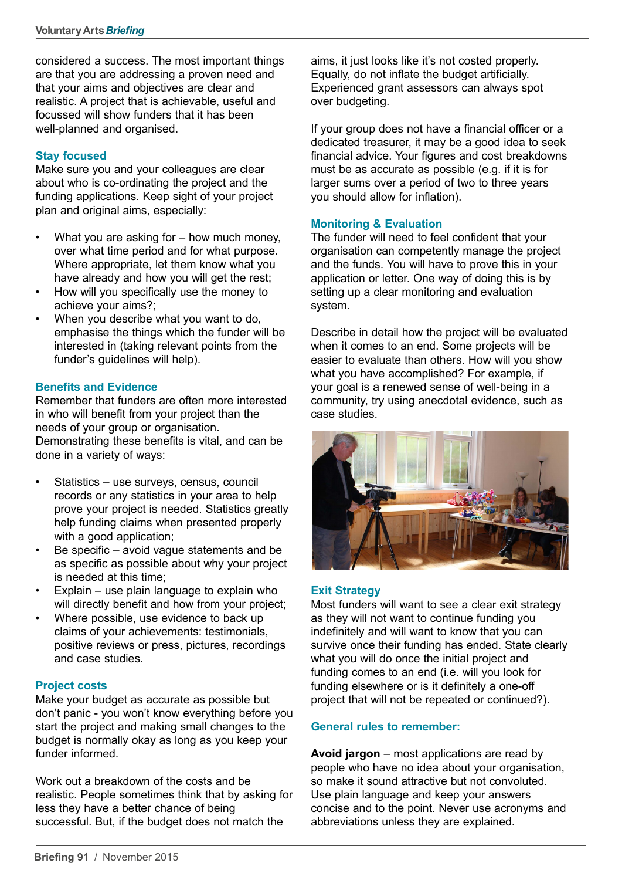considered a success. The most important things are that you are addressing a proven need and that your aims and objectives are clear and realistic. A project that is achievable, useful and focussed will show funders that it has been well-planned and organised.

### Stay focused

Make sure you and your colleagues are clear about who is co-ordinating the project and the funding applications. Keep sight of your project plan and original aims, especially:

- What you are asking for – how much money, over what time period and for what purpose. Where appropriate, let them know what you have already and how you will get the rest;
- How will you specifically use the money to achieve your aims?;
- When you describe what you want to do, emphasise the things which the funder will be interested in (taking relevant points from the funder's guidelines will help).

### Benefits and Evidence

Remember that funders are often more interested in who will benefit from your project than the needs of your group or organisation. Demonstrating these benefits is vital, and can be done in a variety of ways:

- Statistics – use surveys, census, council records or any statistics in your area to help prove your project is needed. Statistics greatly help funding claims when presented properly with a good application;
- Be specific – avoid vague statements and be as specific as possible about why your project is needed at this time;
- Explain – use plain language to explain who will directly benefit and how from your project;
- Where possible, use evidence to back up claims of your achievements: testimonials, positive reviews or press, pictures, recordings and case studies.

### Project costs

Make your budget as accurate as possible but don't panic - you won't know everything before you start the project and making small changes to the budget is normally okay as long as you keep your funder informed.

Work out a breakdown of the costs and be realistic. People sometimes think that by asking for less they have a better chance of being successful. But, if the budget does not match the aims, it just looks like it's not costed properly. Equally, do not inflate the budget artificially. Experienced grant assessors can always spot over budgeting.

If your group does not have a financial officer or a dedicated treasurer, it may be a good idea to seek financial advice. Your figures and cost breakdowns must be as accurate as possible (e.g. if it is for larger sums over a period of two to three years you should allow for inflation).

### Monitoring & Evaluation

The funder will need to feel confident that your organisation can competently manage the project and the funds. You will have to prove this in your application or letter. One way of doing this is by setting up a clear monitoring and evaluation system.

Describe in detail how the project will be evaluated when it comes to an end. Some projects will be easier to evaluate than others. How will you show what you have accomplished? For example, if your goal is a renewed sense of well-being in a community, try using anecdotal evidence, such as case studies.

### Exit Strategy

Most funders will want to see a clear exit strategy as they will not want to continue funding you indefinitely and will want to know that you can survive once their funding has ended. State clearly what you will do once the initial project and funding comes to an end (i.e. will you look for funding elsewhere or is it definitely a one-off project that will not be repeated or continued?).

### General rules to remember:

**Avoid jargon** – most applications are read by people who have no idea about your organisation, so make it sound attractive but not convoluted. Use plain language and keep your answers concise and to the point. Never use acronyms and abbreviations unless they are explained.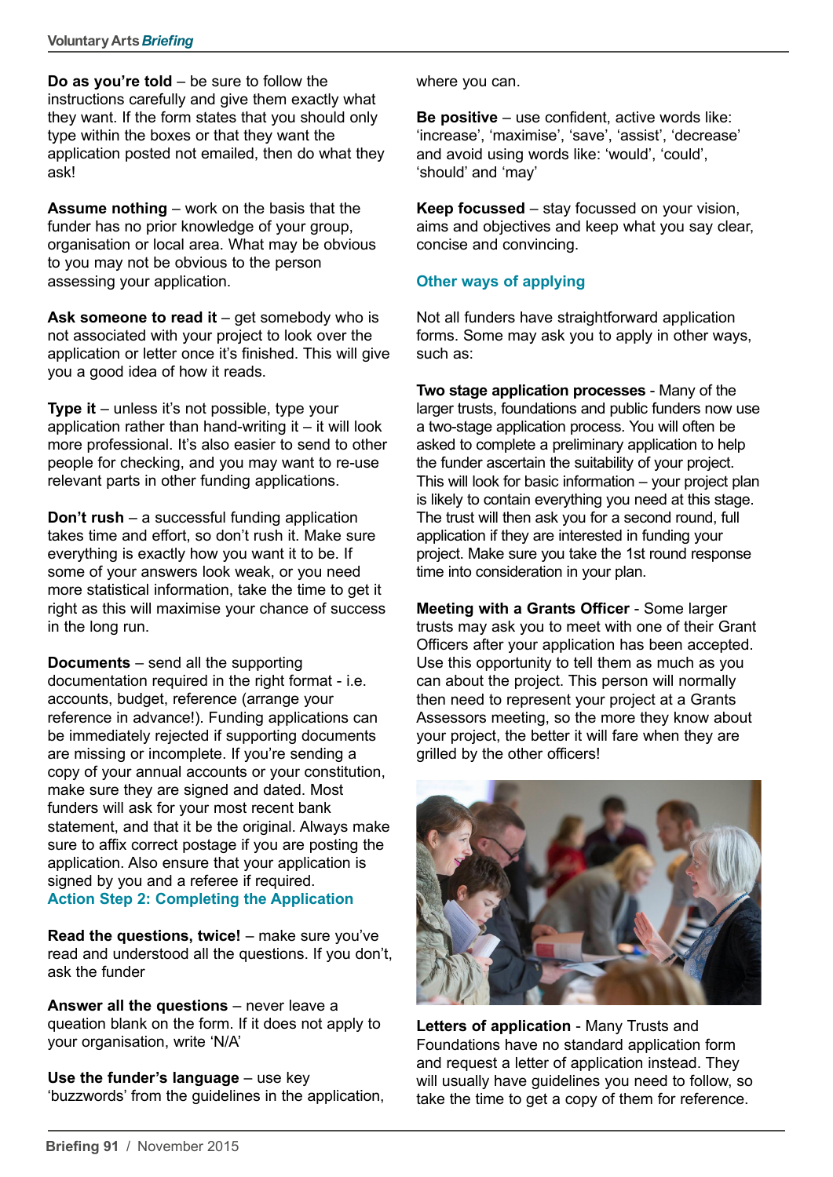**Do as you're told** – be sure to follow the instructions carefully and give them exactly what they want. If the form states that you should only type within the boxes or that they want the application posted not emailed, then do what they ask!

**Assume nothing** – work on the basis that the funder has no prior knowledge of your group, organisation or local area. What may be obvious to you may not be obvious to the person assessing your application.

**Ask someone to read it** – get somebody who is not associated with your project to look over the application or letter once it's finished. This will give you a good idea of how it reads.

**Type it** – unless it's not possible, type your application rather than hand-writing it – it will look more professional. It's also easier to send to other people for checking, and you may want to re-use relevant parts in other funding applications.

**Don't rush** – a successful funding application takes time and effort, so don't rush it. Make sure everything is exactly how you want it to be. If some of your answers look weak, or you need more statistical information, take the time to get it right as this will maximise your chance of success in the long run.

**Documents** – send all the supporting documentation required in the right format - i.e. accounts, budget, reference (arrange your reference in advance!). Funding applications can be immediately rejected if supporting documents are missing or incomplete. If you're sending a copy of your annual accounts or your constitution, make sure they are signed and dated. Most funders will ask for your most recent bank statement, and that it be the original. Always make sure to affix correct postage if you are posting the application. Also ensure that your application is signed by you and a referee if required.

## Action Step 2: Completing the Application

**Read the questions, twice!** – make sure you've read and understood all the questions. If you don't, ask the funder

**Answer all the questions** – never leave a queation blank on the form. If it does not apply to your organisation, write 'N/A'

**Use the funder's language** – use key 'buzzwords' from the guidelines in the application, where you can.

**Be positive** – use confident, active words like: 'increase', 'maximise', 'save', 'assist', 'decrease' and avoid using words like: 'would', 'could', 'should' and 'may'

**Keep focussed** – stay focussed on your vision, aims and objectives and keep what you say clear, concise and convincing.

## Other ways of applying

Not all funders have straightforward application forms. Some may ask you to apply in other ways, such as:

**Two stage application processes** - Many of the larger trusts, foundations and public funders now use a two-stage application process. You will often be asked to complete a preliminary application to help the funder ascertain the suitability of your project. This will look for basic information – your project plan is likely to contain everything you need at this stage. The trust will then ask you for a second round, full application if they are interested in funding your project. Make sure you take the 1st round response time into consideration in your plan.

**Meeting with a Grants Officer** - Some larger trusts may ask you to meet with one of their Grant Officers after your application has been accepted. Use this opportunity to tell them as much as you can about the project. This person will normally then need to represent your project at a Grants Assessors meeting, so the more they know about your project, the better it will fare when they are grilled by the other officers!

**Letters of application** - Many Trusts and Foundations have no standard application form and request a letter of application instead. They will usually have guidelines you need to follow, so take the time to get a copy of them for reference.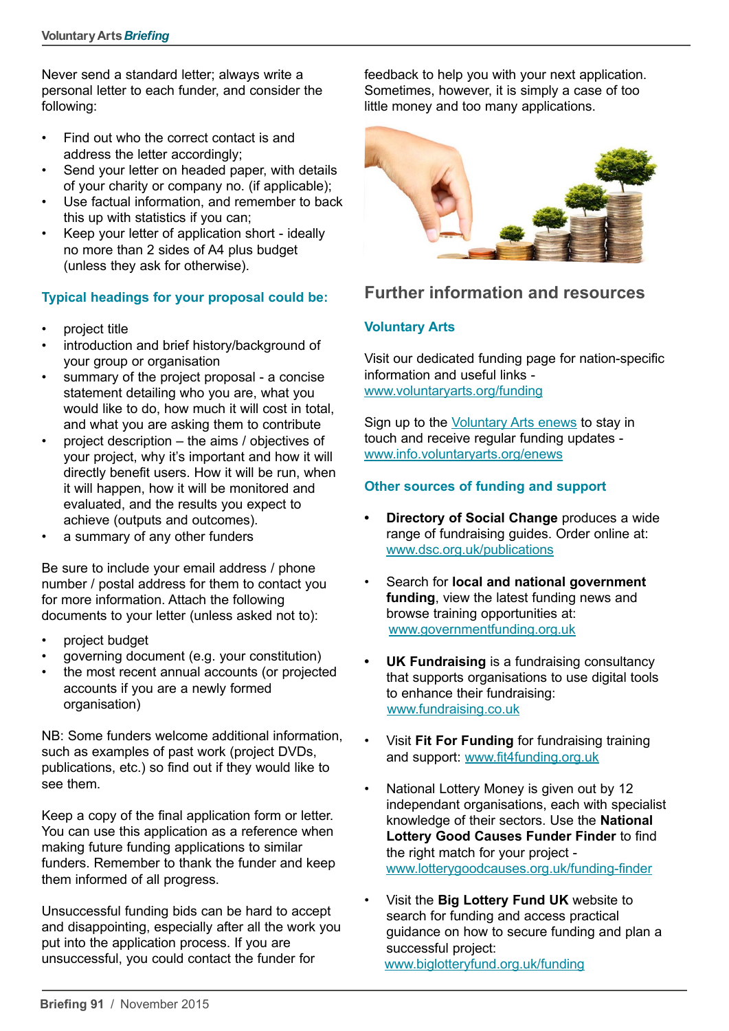Never send a standard letter; always write a personal letter to each funder, and consider the following:

- Find out who the correct contact is and address the letter accordingly;
- Send your letter on headed paper, with details of your charity or company no. (if applicable);
- Use factual information, and remember to back this up with statistics if you can;
- Keep your letter of application short - ideally no more than 2 sides of A4 plus budget (unless they ask for otherwise).

### Typical headings for your proposal could be:

- project title
- introduction and brief history/background of your group or organisation
- summary of the project proposal - a concise statement detailing who you are, what you would like to do, how much it will cost in total, and what you are asking them to contribute
- project description – the aims / objectives of your project, why it's important and how it will directly benefit users. How it will be run, when it will happen, how it will be monitored and evaluated, and the results you expect to achieve (outputs and outcomes).
- a summary of any other funders

Be sure to include your email address / phone number / postal address for them to contact you for more information. Attach the following documents to your letter (unless asked not to):

- project budget
- governing document (e.g. your constitution)
- the most recent annual accounts (or projected accounts if you are a newly formed organisation)

NB: Some funders welcome additional information, such as examples of past work (project DVDs, publications, etc.) so find out if they would like to see them.

Keep a copy of the final application form or letter. You can use this application as a reference when making future funding applications to similar funders. Remember to thank the funder and keep them informed of all progress.

Unsuccessful funding bids can be hard to accept and disappointing, especially after all the work you put into the application process. If you are unsuccessful, you could contact the funder for feedback to help you with your next application. Sometimes, however, it is simply a case of too little money and too many applications.

## Further information and resources

### Voluntary Arts

Visit our dedicated funding page for nation-specific information and useful links - www.voluntaryarts.org/funding

Sign up to the Voluntary Arts enews to stay in touch and receive regular funding updates - www.info.voluntaryarts.org/enews

### Other sources of funding and support

- **Directory of Social Change** produces a wide range of fundraising guides. Order online at: www.dsc.org.uk/publications
- Search for **local and national government funding**, view the latest funding news and browse training opportunities at: www.governmentfunding.org.uk
- **UK Fundraising** is a fundraising consultancy that supports organisations to use digital tools to enhance their fundraising: www.fundraising.co.uk
- Visit **Fit For Funding** for fundraising training and support: www.fit4funding.org.uk
- National Lottery Money is given out by 12 independant organisations, each with specialist knowledge of their sectors. Use the **National Lottery Good Causes Funder Finder** to find the right match for your project - www.lotterygoodcauses.org.uk/funding-finder
- Visit the **Big Lottery Fund UK** website to search for funding and access practical guidance on how to secure funding and plan a successful project: www.biglotteryfund.org.uk/funding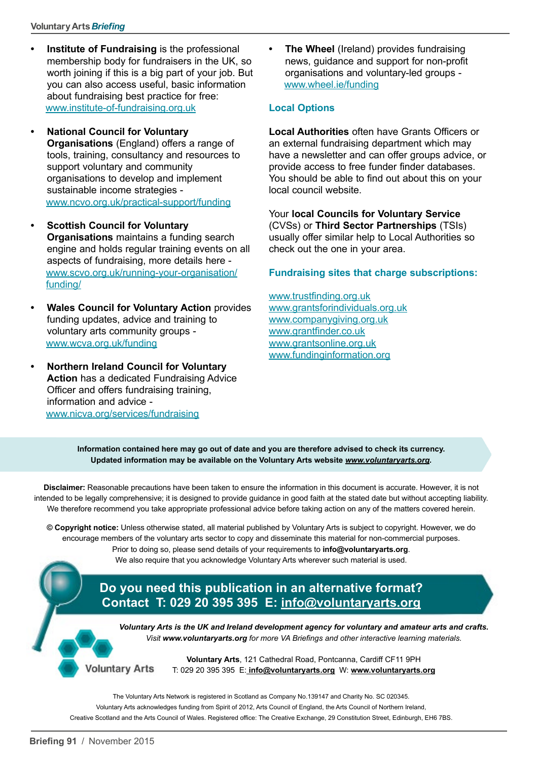- **Institute of Fundraising** is the professional membership body for fundraisers in the UK, so worth joining if this is a big part of your job. But you can also access useful, basic information about fundraising best practice for free: www.institute-of-fundraising.org.uk

- **National Council for Voluntary Organisations** (England) offers a range of tools, training, consultancy and resources to support voluntary and community organisations to develop and implement sustainable income strategies - www.ncvo.org.uk/practical-support/funding

- **Scottish Council for Voluntary Organisations** maintains a funding search engine and holds regular training events on all aspects of fundraising, more details here - www.scvo.org.uk/running-your-organisation/funding/

- **Wales Council for Voluntary Action** provides funding updates, advice and training to voluntary arts community groups - www.wcva.org.uk/funding

- **Northern Ireland Council for Voluntary Action** has a dedicated Fundraising Advice Officer and offers fundraising training, information and advice - www.nicva.org/services/fundraising

- **The Wheel** (Ireland) provides fundraising news, guidance and support for non-profit organisations and voluntary-led groups - www.wheel.ie/funding

## Local Options

**Local Authorities** often have Grants Officers or an external fundraising department which may have a newsletter and can offer groups advice, or provide access to free funder finder databases. You should be able to find out about this on your local council website.

Your **local Councils for Voluntary Service** (CVSs) or **Third Sector Partnerships** (TSIs) usually offer similar help to Local Authorities so check out the one in your area.

## Fundraising sites that charge subscriptions:

www.trustfinding.org.uk
www.grantsforindividuals.org.uk
www.companygiving.org.uk
www.grantfinder.co.uk
www.grantsonline.org.uk
www.fundinginformation.org

**Information contained here may go out of date and you are therefore advised to check its currency. Updated information may be available on the Voluntary Arts website *www.voluntaryarts.org*.**

**Disclaimer:** Reasonable precautions have been taken to ensure the information in this document is accurate. However, it is not intended to be legally comprehensive; it is designed to provide guidance in good faith at the stated date but without accepting liability. We therefore recommend you take appropriate professional advice before taking action on any of the matters covered herein.

**© Copyright notice:** Unless otherwise stated, all material published by Voluntary Arts is subject to copyright. However, we do encourage members of the voluntary arts sector to copy and disseminate this material for non-commercial purposes. Prior to doing so, please send details of your requirements to **info@voluntaryarts.org**. We also require that you acknowledge Voluntary Arts wherever such material is used.

## Do you need this publication in an alternative format? Contact T: 029 20 395 395 E: info@voluntaryarts.org

***Voluntary Arts is the UK and Ireland development agency for voluntary and amateur arts and crafts.***
*Visit **www.voluntaryarts.org** for more VA Briefings and other interactive learning materials.*

Voluntary Arts

**Voluntary Arts**, 121 Cathedral Road, Pontcanna, Cardiff CF11 9PH
T: 029 20 395 395 E: **info@voluntaryarts.org** W: **www.voluntaryarts.org**

The Voluntary Arts Network is registered in Scotland as Company No.139147 and Charity No. SC 020345.
Voluntary Arts acknowledges funding from Spirit of 2012, Arts Council of England, the Arts Council of Northern Ireland, Creative Scotland and the Arts Council of Wales. Registered office: The Creative Exchange, 29 Constitution Street, Edinburgh, EH6 7BS.